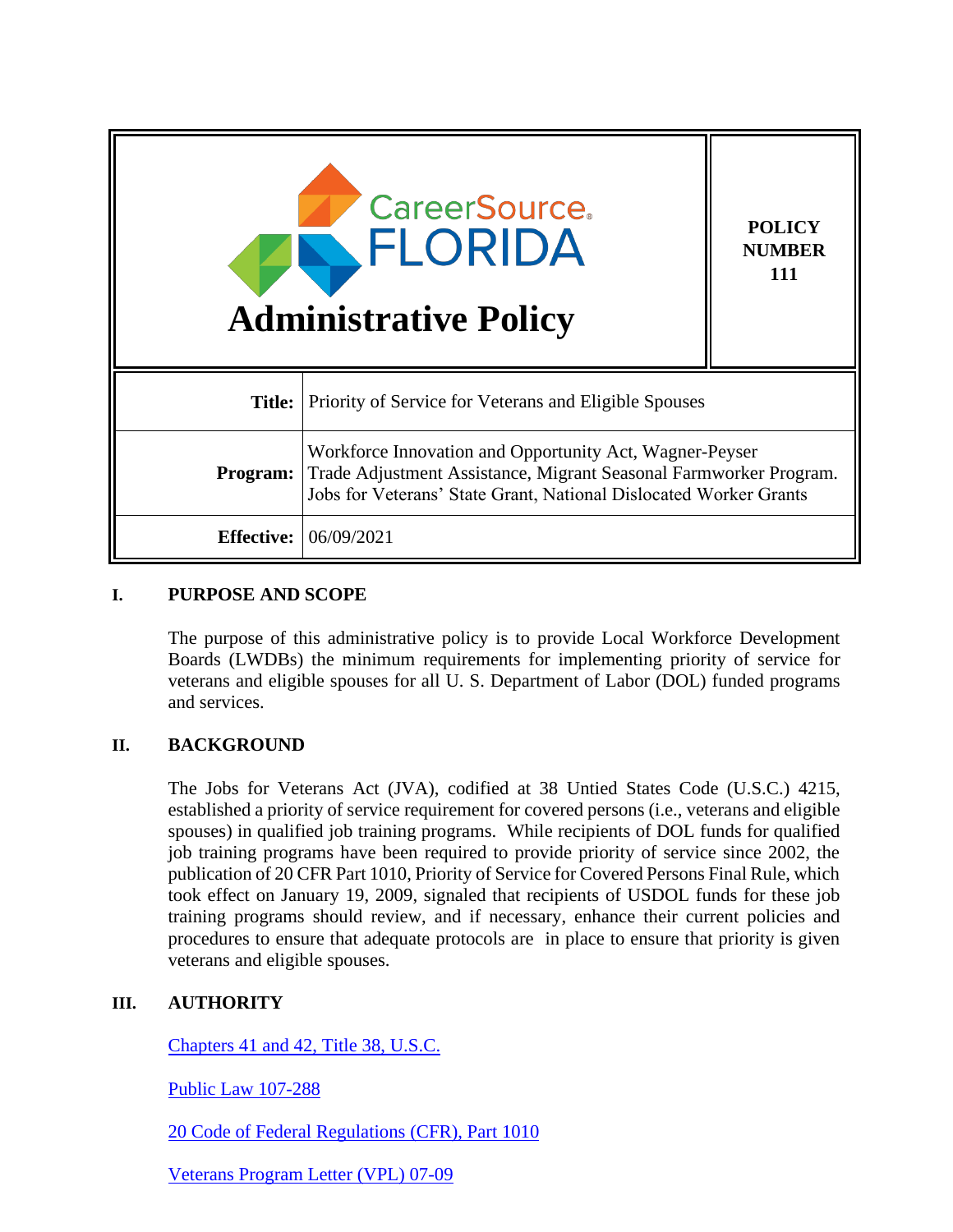| CareerSource FLORIDA **Administrative Policy** | **POLICY NUMBER 111** |
| --- | --- |

| | |
| --- | --- |
| **Title:** | Priority of Service for Veterans and Eligible Spouses |
| **Program:** | Workforce Innovation and Opportunity Act, Wagner-Peyser Trade Adjustment Assistance, Migrant Seasonal Farmworker Program. Jobs for Veterans' State Grant, National Dislocated Worker Grants |
| **Effective:** | 06/09/2021 |

## I. PURPOSE AND SCOPE

The purpose of this administrative policy is to provide Local Workforce Development Boards (LWDBs) the minimum requirements for implementing priority of service for veterans and eligible spouses for all U. S. Department of Labor (DOL) funded programs and services.

## II. BACKGROUND

The Jobs for Veterans Act (JVA), codified at 38 Untied States Code (U.S.C.) 4215, established a priority of service requirement for covered persons (i.e., veterans and eligible spouses) in qualified job training programs. While recipients of DOL funds for qualified job training programs have been required to provide priority of service since 2002, the publication of 20 CFR Part 1010, Priority of Service for Covered Persons Final Rule, which took effect on January 19, 2009, signaled that recipients of USDOL funds for these job training programs should review, and if necessary, enhance their current policies and procedures to ensure that adequate protocols are in place to ensure that priority is given veterans and eligible spouses.

## III. AUTHORITY

Chapters 41 and 42, Title 38, U.S.C.

Public Law 107-288

20 Code of Federal Regulations (CFR), Part 1010

Veterans Program Letter (VPL) 07-09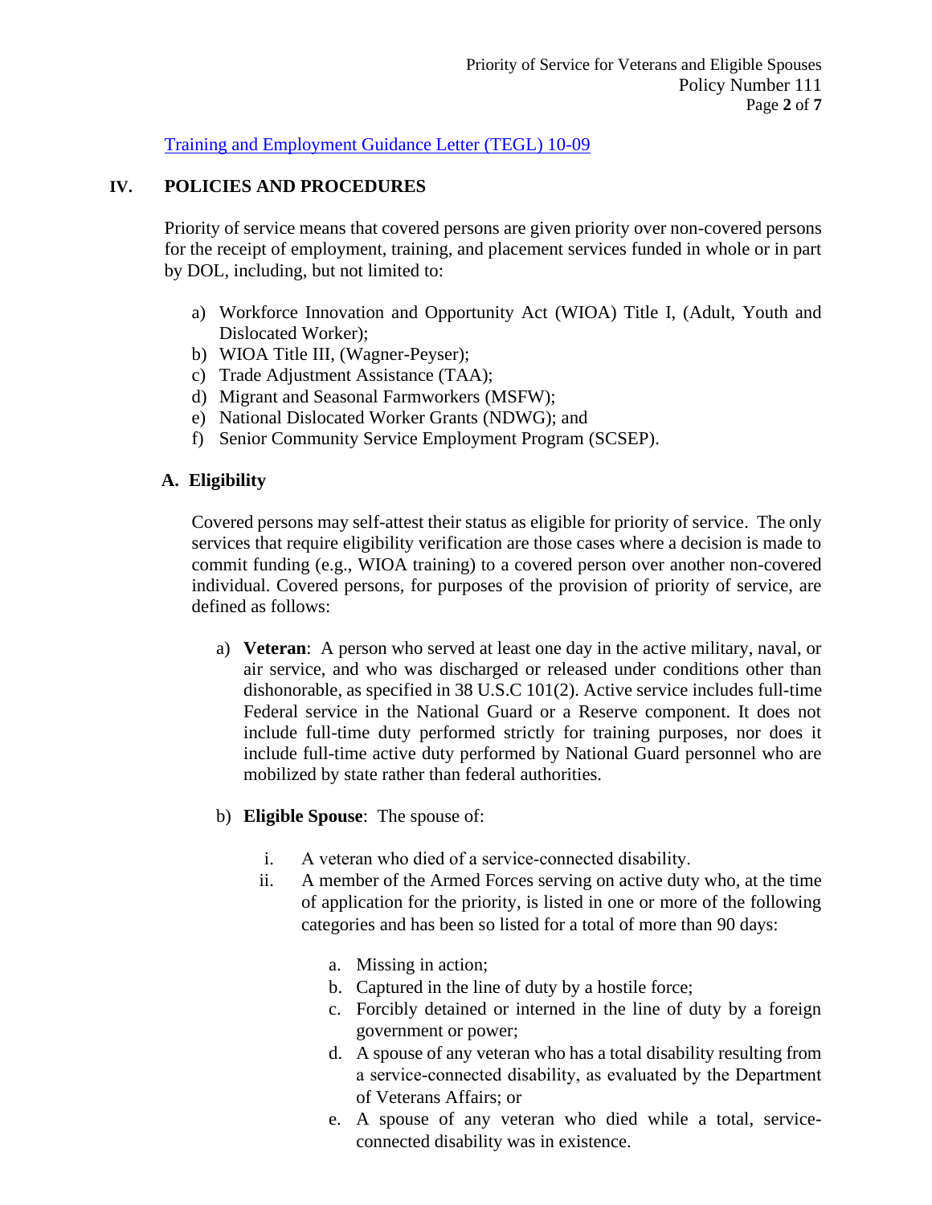[Training and Employment Guidance Letter (TEGL) 10-09]()

## IV. POLICIES AND PROCEDURES

Priority of service means that covered persons are given priority over non-covered persons for the receipt of employment, training, and placement services funded in whole or in part by DOL, including, but not limited to:

a) Workforce Innovation and Opportunity Act (WIOA) Title I, (Adult, Youth and Dislocated Worker);
b) WIOA Title III, (Wagner-Peyser);
c) Trade Adjustment Assistance (TAA);
d) Migrant and Seasonal Farmworkers (MSFW);
e) National Dislocated Worker Grants (NDWG); and
f) Senior Community Service Employment Program (SCSEP).

### A. Eligibility

Covered persons may self-attest their status as eligible for priority of service. The only services that require eligibility verification are those cases where a decision is made to commit funding (e.g., WIOA training) to a covered person over another non-covered individual. Covered persons, for purposes of the provision of priority of service, are defined as follows:

a) **Veteran**: A person who served at least one day in the active military, naval, or air service, and who was discharged or released under conditions other than dishonorable, as specified in 38 U.S.C 101(2). Active service includes full-time Federal service in the National Guard or a Reserve component. It does not include full-time duty performed strictly for training purposes, nor does it include full-time active duty performed by National Guard personnel who are mobilized by state rather than federal authorities.

b) **Eligible Spouse**: The spouse of:

   i. A veteran who died of a service-connected disability.
   ii. A member of the Armed Forces serving on active duty who, at the time of application for the priority, is listed in one or more of the following categories and has been so listed for a total of more than 90 days:

      a. Missing in action;
      b. Captured in the line of duty by a hostile force;
      c. Forcibly detained or interned in the line of duty by a foreign government or power;
      d. A spouse of any veteran who has a total disability resulting from a service-connected disability, as evaluated by the Department of Veterans Affairs; or
      e. A spouse of any veteran who died while a total, service-connected disability was in existence.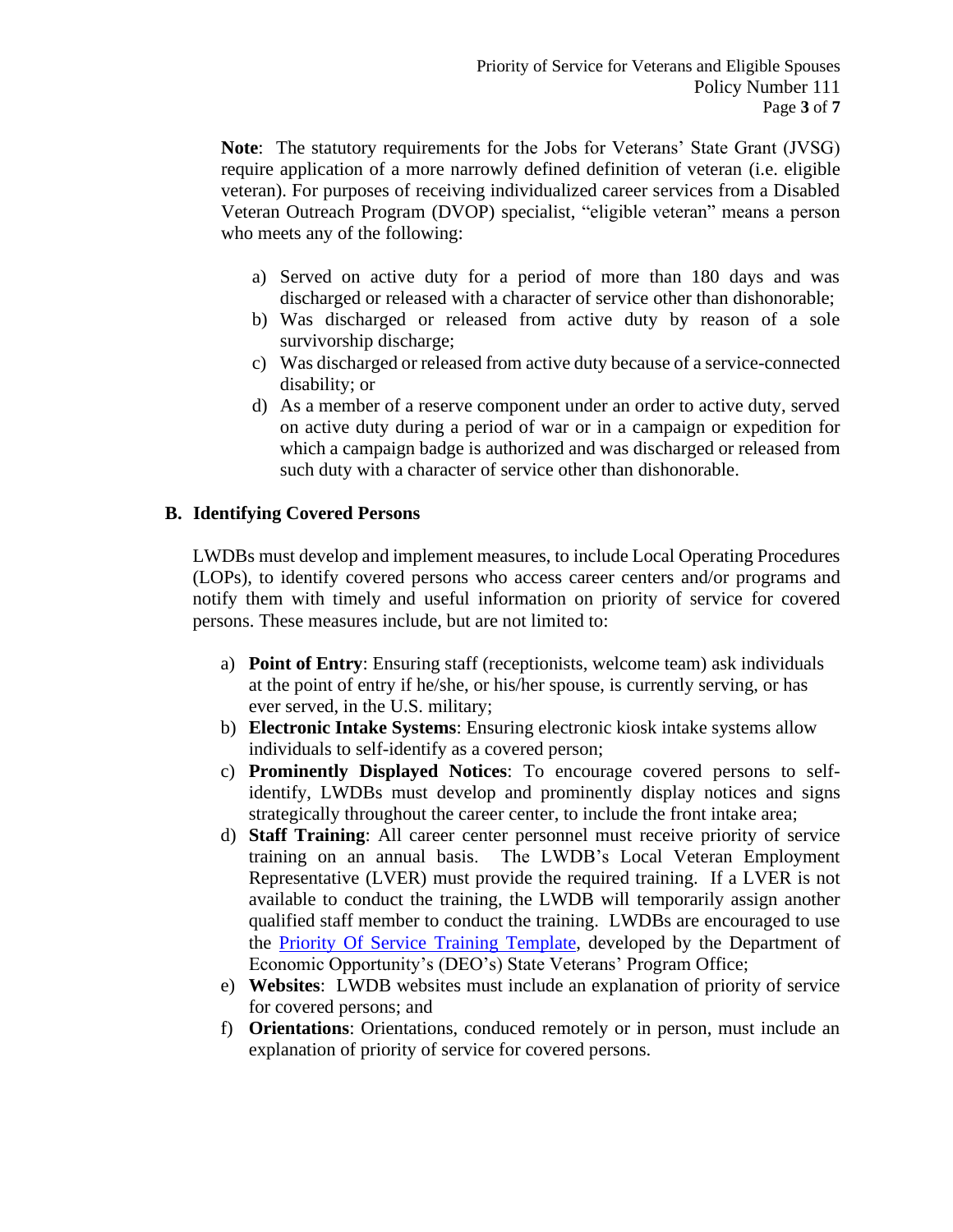**Note**: The statutory requirements for the Jobs for Veterans' State Grant (JVSG) require application of a more narrowly defined definition of veteran (i.e. eligible veteran). For purposes of receiving individualized career services from a Disabled Veteran Outreach Program (DVOP) specialist, "eligible veteran" means a person who meets any of the following:

a) Served on active duty for a period of more than 180 days and was discharged or released with a character of service other than dishonorable;
b) Was discharged or released from active duty by reason of a sole survivorship discharge;
c) Was discharged or released from active duty because of a service-connected disability; or
d) As a member of a reserve component under an order to active duty, served on active duty during a period of war or in a campaign or expedition for which a campaign badge is authorized and was discharged or released from such duty with a character of service other than dishonorable.

## B. Identifying Covered Persons

LWDBs must develop and implement measures, to include Local Operating Procedures (LOPs), to identify covered persons who access career centers and/or programs and notify them with timely and useful information on priority of service for covered persons. These measures include, but are not limited to:

a) **Point of Entry**: Ensuring staff (receptionists, welcome team) ask individuals at the point of entry if he/she, or his/her spouse, is currently serving, or has ever served, in the U.S. military;
b) **Electronic Intake Systems**: Ensuring electronic kiosk intake systems allow individuals to self-identify as a covered person;
c) **Prominently Displayed Notices**: To encourage covered persons to self-identify, LWDBs must develop and prominently display notices and signs strategically throughout the career center, to include the front intake area;
d) **Staff Training**: All career center personnel must receive priority of service training on an annual basis. The LWDB's Local Veteran Employment Representative (LVER) must provide the required training. If a LVER is not available to conduct the training, the LWDB will temporarily assign another qualified staff member to conduct the training. LWDBs are encouraged to use the Priority Of Service Training Template, developed by the Department of Economic Opportunity's (DEO's) State Veterans' Program Office;
e) **Websites**: LWDB websites must include an explanation of priority of service for covered persons; and
f) **Orientations**: Orientations, conduced remotely or in person, must include an explanation of priority of service for covered persons.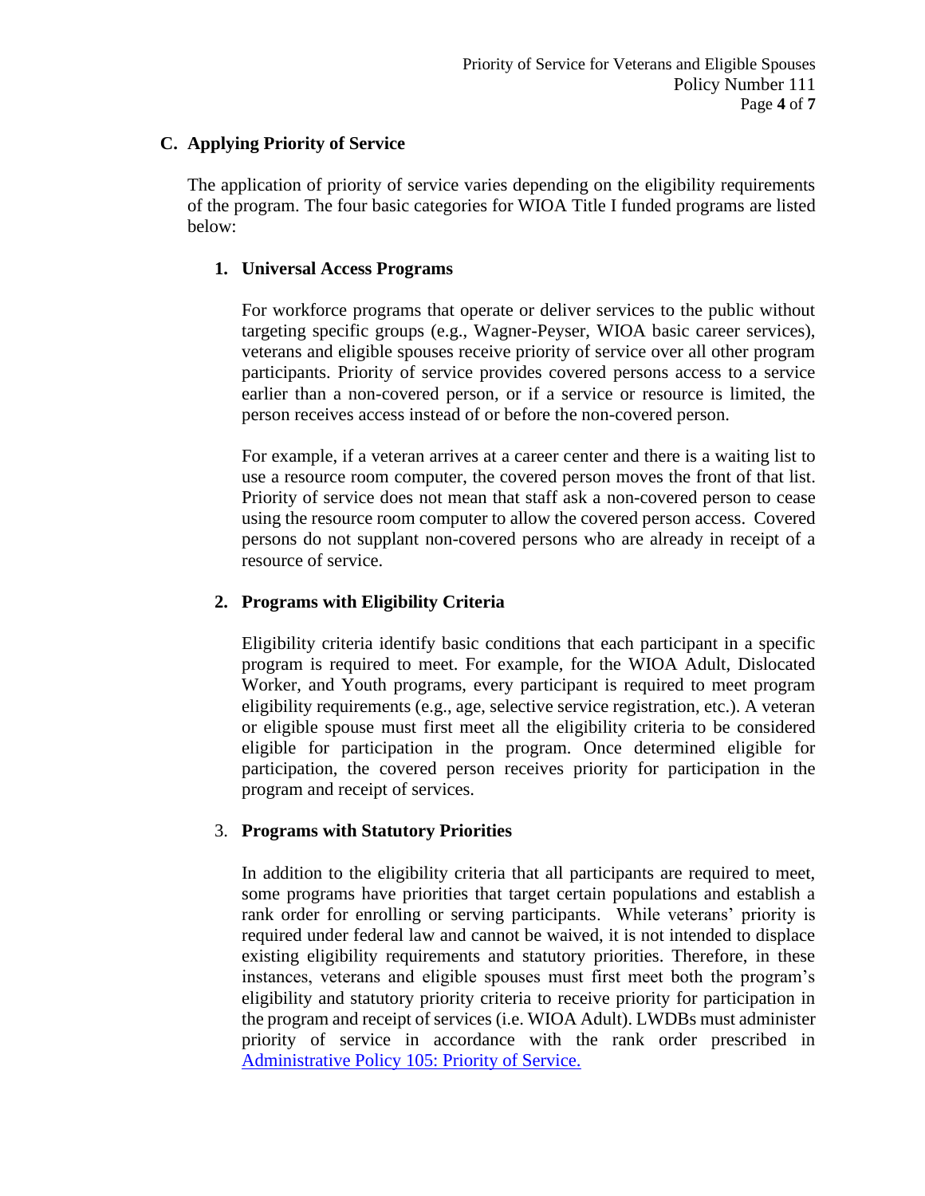## C. Applying Priority of Service

The application of priority of service varies depending on the eligibility requirements of the program. The four basic categories for WIOA Title I funded programs are listed below:

### 1. Universal Access Programs

For workforce programs that operate or deliver services to the public without targeting specific groups (e.g., Wagner-Peyser, WIOA basic career services), veterans and eligible spouses receive priority of service over all other program participants. Priority of service provides covered persons access to a service earlier than a non-covered person, or if a service or resource is limited, the person receives access instead of or before the non-covered person.

For example, if a veteran arrives at a career center and there is a waiting list to use a resource room computer, the covered person moves the front of that list. Priority of service does not mean that staff ask a non-covered person to cease using the resource room computer to allow the covered person access. Covered persons do not supplant non-covered persons who are already in receipt of a resource of service.

### 2. Programs with Eligibility Criteria

Eligibility criteria identify basic conditions that each participant in a specific program is required to meet. For example, for the WIOA Adult, Dislocated Worker, and Youth programs, every participant is required to meet program eligibility requirements (e.g., age, selective service registration, etc.). A veteran or eligible spouse must first meet all the eligibility criteria to be considered eligible for participation in the program. Once determined eligible for participation, the covered person receives priority for participation in the program and receipt of services.

### 3. Programs with Statutory Priorities

In addition to the eligibility criteria that all participants are required to meet, some programs have priorities that target certain populations and establish a rank order for enrolling or serving participants. While veterans' priority is required under federal law and cannot be waived, it is not intended to displace existing eligibility requirements and statutory priorities. Therefore, in these instances, veterans and eligible spouses must first meet both the program's eligibility and statutory priority criteria to receive priority for participation in the program and receipt of services (i.e. WIOA Adult). LWDBs must administer priority of service in accordance with the rank order prescribed in Administrative Policy 105: Priority of Service.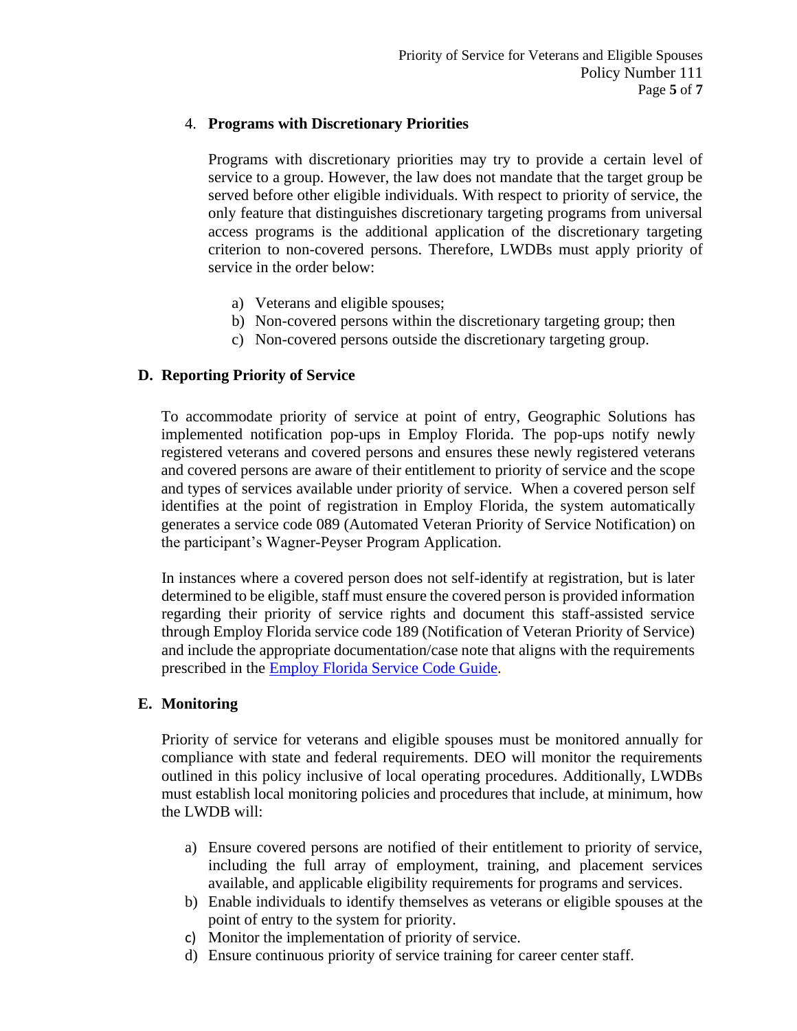4. **Programs with Discretionary Priorities**

   Programs with discretionary priorities may try to provide a certain level of service to a group. However, the law does not mandate that the target group be served before other eligible individuals. With respect to priority of service, the only feature that distinguishes discretionary targeting programs from universal access programs is the additional application of the discretionary targeting criterion to non-covered persons. Therefore, LWDBs must apply priority of service in the order below:

   a) Veterans and eligible spouses;
   b) Non-covered persons within the discretionary targeting group; then
   c) Non-covered persons outside the discretionary targeting group.

### D. Reporting Priority of Service

To accommodate priority of service at point of entry, Geographic Solutions has implemented notification pop-ups in Employ Florida. The pop-ups notify newly registered veterans and covered persons and ensures these newly registered veterans and covered persons are aware of their entitlement to priority of service and the scope and types of services available under priority of service. When a covered person self identifies at the point of registration in Employ Florida, the system automatically generates a service code 089 (Automated Veteran Priority of Service Notification) on the participant's Wagner-Peyser Program Application.

In instances where a covered person does not self-identify at registration, but is later determined to be eligible, staff must ensure the covered person is provided information regarding their priority of service rights and document this staff-assisted service through Employ Florida service code 189 (Notification of Veteran Priority of Service) and include the appropriate documentation/case note that aligns with the requirements prescribed in the Employ Florida Service Code Guide.

### E. Monitoring

Priority of service for veterans and eligible spouses must be monitored annually for compliance with state and federal requirements. DEO will monitor the requirements outlined in this policy inclusive of local operating procedures. Additionally, LWDBs must establish local monitoring policies and procedures that include, at minimum, how the LWDB will:

a) Ensure covered persons are notified of their entitlement to priority of service, including the full array of employment, training, and placement services available, and applicable eligibility requirements for programs and services.
b) Enable individuals to identify themselves as veterans or eligible spouses at the point of entry to the system for priority.
c) Monitor the implementation of priority of service.
d) Ensure continuous priority of service training for career center staff.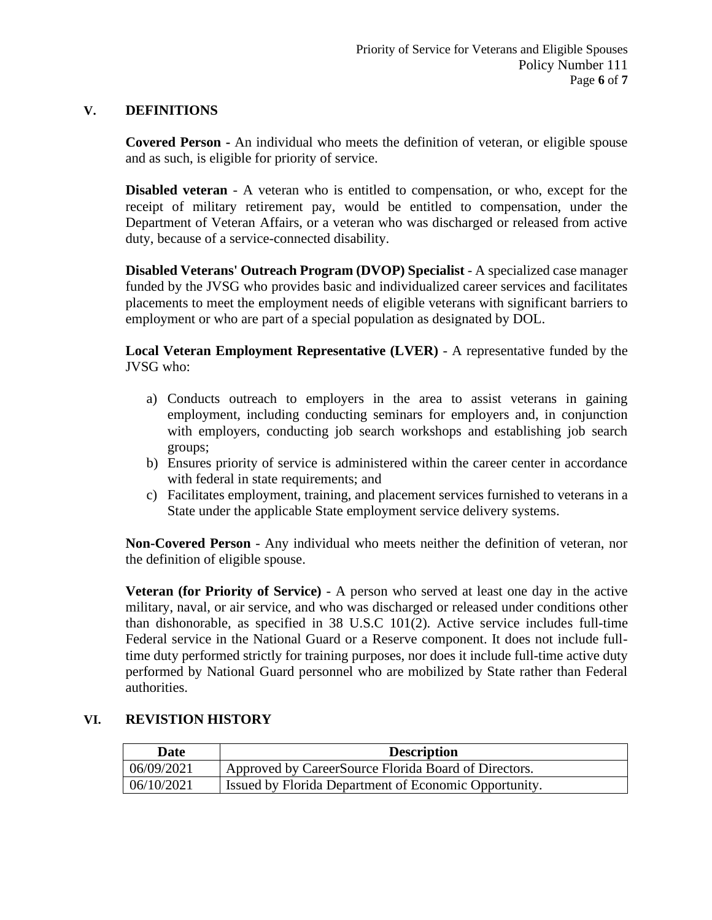## V. DEFINITIONS

**Covered Person -** An individual who meets the definition of veteran, or eligible spouse and as such, is eligible for priority of service.

**Disabled veteran** - A veteran who is entitled to compensation, or who, except for the receipt of military retirement pay, would be entitled to compensation, under the Department of Veteran Affairs, or a veteran who was discharged or released from active duty, because of a service-connected disability.

**Disabled Veterans' Outreach Program (DVOP) Specialist** - A specialized case manager funded by the JVSG who provides basic and individualized career services and facilitates placements to meet the employment needs of eligible veterans with significant barriers to employment or who are part of a special population as designated by DOL.

**Local Veteran Employment Representative (LVER)** - A representative funded by the JVSG who:

a) Conducts outreach to employers in the area to assist veterans in gaining employment, including conducting seminars for employers and, in conjunction with employers, conducting job search workshops and establishing job search groups;
b) Ensures priority of service is administered within the career center in accordance with federal in state requirements; and
c) Facilitates employment, training, and placement services furnished to veterans in a State under the applicable State employment service delivery systems.

**Non-Covered Person** - Any individual who meets neither the definition of veteran, nor the definition of eligible spouse.

**Veteran (for Priority of Service)** - A person who served at least one day in the active military, naval, or air service, and who was discharged or released under conditions other than dishonorable, as specified in 38 U.S.C 101(2). Active service includes full-time Federal service in the National Guard or a Reserve component. It does not include full-time duty performed strictly for training purposes, nor does it include full-time active duty performed by National Guard personnel who are mobilized by State rather than Federal authorities.

## VI. REVISTION HISTORY

| Date | Description |
|---|---|
| 06/09/2021 | Approved by CareerSource Florida Board of Directors. |
| 06/10/2021 | Issued by Florida Department of Economic Opportunity. |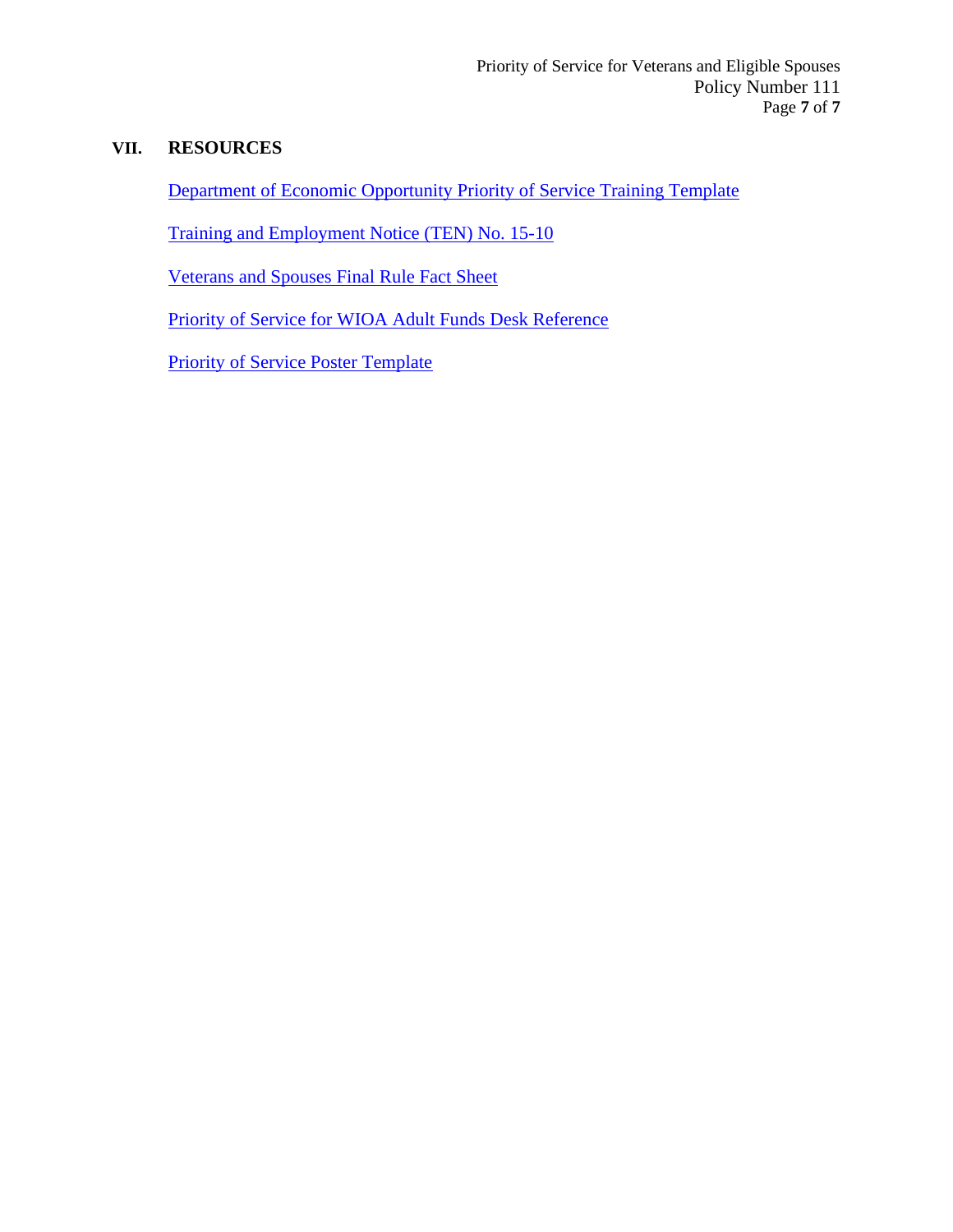## VII. RESOURCES

Department of Economic Opportunity Priority of Service Training Template

Training and Employment Notice (TEN) No. 15-10

Veterans and Spouses Final Rule Fact Sheet

Priority of Service for WIOA Adult Funds Desk Reference

Priority of Service Poster Template